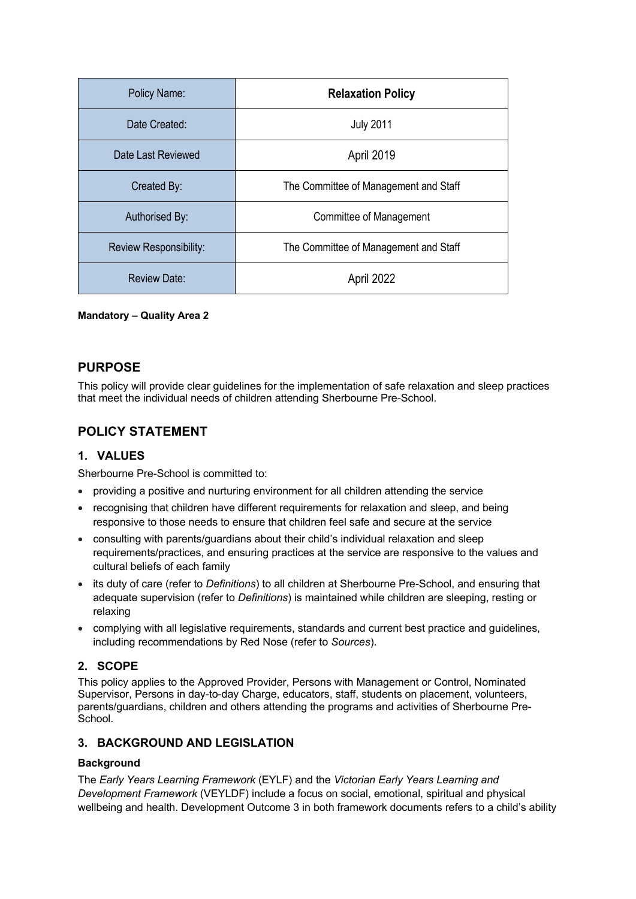| Policy Name: | **Relaxation Policy** |
|---|---|
| Date Created: | July 2011 |
| Date Last Reviewed | April 2019 |
| Created By: | The Committee of Management and Staff |
| Authorised By: | Committee of Management |
| Review Responsibility: | The Committee of Management and Staff |
| Review Date: | April 2022 |

**Mandatory – Quality Area 2**

## PURPOSE

This policy will provide clear guidelines for the implementation of safe relaxation and sleep practices that meet the individual needs of children attending Sherbourne Pre-School.

## POLICY STATEMENT

### 1. VALUES

Sherbourne Pre-School is committed to:

- providing a positive and nurturing environment for all children attending the service
- recognising that children have different requirements for relaxation and sleep, and being responsive to those needs to ensure that children feel safe and secure at the service
- consulting with parents/guardians about their child's individual relaxation and sleep requirements/practices, and ensuring practices at the service are responsive to the values and cultural beliefs of each family
- its duty of care (refer to *Definitions*) to all children at Sherbourne Pre-School, and ensuring that adequate supervision (refer to *Definitions*) is maintained while children are sleeping, resting or relaxing
- complying with all legislative requirements, standards and current best practice and guidelines, including recommendations by Red Nose (refer to *Sources*).

### 2. SCOPE

This policy applies to the Approved Provider, Persons with Management or Control, Nominated Supervisor, Persons in day-to-day Charge, educators, staff, students on placement, volunteers, parents/guardians, children and others attending the programs and activities of Sherbourne Pre-School.

### 3. BACKGROUND AND LEGISLATION

**Background**

The *Early Years Learning Framework* (EYLF) and the *Victorian Early Years Learning and Development Framework* (VEYLDF) include a focus on social, emotional, spiritual and physical wellbeing and health. Development Outcome 3 in both framework documents refers to a child's ability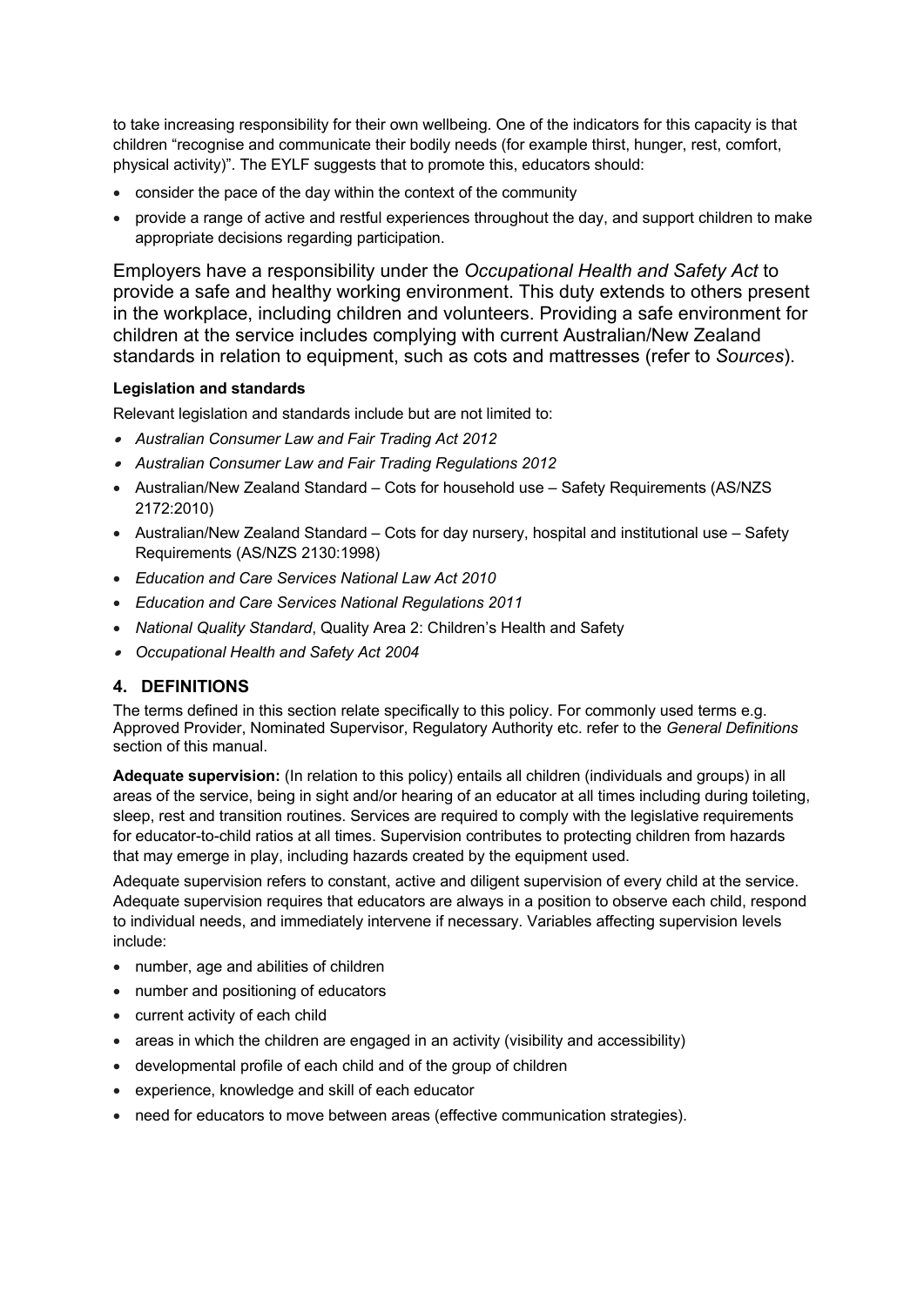to take increasing responsibility for their own wellbeing. One of the indicators for this capacity is that children "recognise and communicate their bodily needs (for example thirst, hunger, rest, comfort, physical activity)". The EYLF suggests that to promote this, educators should:

- consider the pace of the day within the context of the community
- provide a range of active and restful experiences throughout the day, and support children to make appropriate decisions regarding participation.

Employers have a responsibility under the *Occupational Health and Safety Act* to provide a safe and healthy working environment. This duty extends to others present in the workplace, including children and volunteers. Providing a safe environment for children at the service includes complying with current Australian/New Zealand standards in relation to equipment, such as cots and mattresses (refer to *Sources*).

**Legislation and standards**

Relevant legislation and standards include but are not limited to:

- *Australian Consumer Law and Fair Trading Act 2012*
- *Australian Consumer Law and Fair Trading Regulations 2012*
- Australian/New Zealand Standard – Cots for household use – Safety Requirements (AS/NZS 2172:2010)
- Australian/New Zealand Standard – Cots for day nursery, hospital and institutional use – Safety Requirements (AS/NZS 2130:1998)
- *Education and Care Services National Law Act 2010*
- *Education and Care Services National Regulations 2011*
- *National Quality Standard*, Quality Area 2: Children's Health and Safety
- *Occupational Health and Safety Act 2004*

## 4. DEFINITIONS

The terms defined in this section relate specifically to this policy. For commonly used terms e.g. Approved Provider, Nominated Supervisor, Regulatory Authority etc. refer to the *General Definitions* section of this manual.

**Adequate supervision:** (In relation to this policy) entails all children (individuals and groups) in all areas of the service, being in sight and/or hearing of an educator at all times including during toileting, sleep, rest and transition routines. Services are required to comply with the legislative requirements for educator-to-child ratios at all times. Supervision contributes to protecting children from hazards that may emerge in play, including hazards created by the equipment used.

Adequate supervision refers to constant, active and diligent supervision of every child at the service. Adequate supervision requires that educators are always in a position to observe each child, respond to individual needs, and immediately intervene if necessary. Variables affecting supervision levels include:

- number, age and abilities of children
- number and positioning of educators
- current activity of each child
- areas in which the children are engaged in an activity (visibility and accessibility)
- developmental profile of each child and of the group of children
- experience, knowledge and skill of each educator
- need for educators to move between areas (effective communication strategies).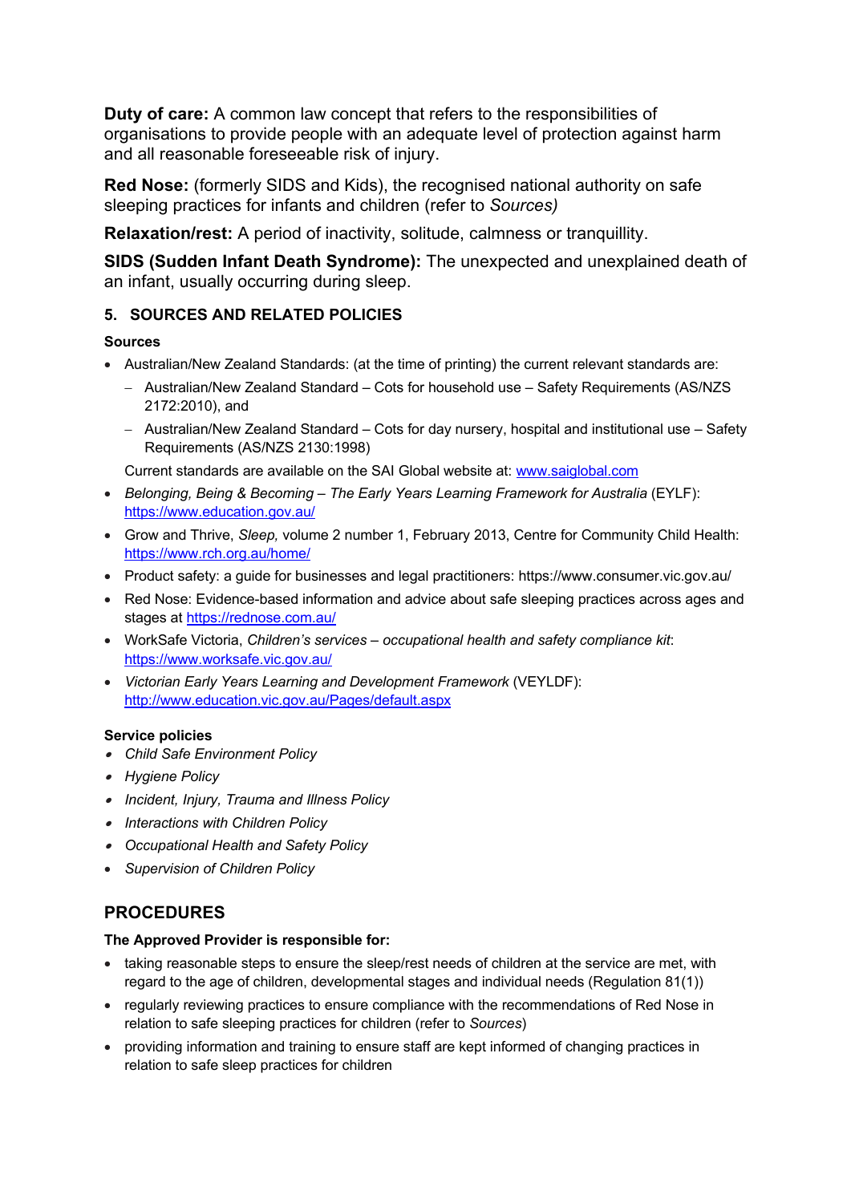**Duty of care:** A common law concept that refers to the responsibilities of organisations to provide people with an adequate level of protection against harm and all reasonable foreseeable risk of injury.

**Red Nose:** (formerly SIDS and Kids), the recognised national authority on safe sleeping practices for infants and children (refer to *Sources)*

**Relaxation/rest:** A period of inactivity, solitude, calmness or tranquillity.

**SIDS (Sudden Infant Death Syndrome):** The unexpected and unexplained death of an infant, usually occurring during sleep.

## 5. SOURCES AND RELATED POLICIES

### Sources

- Australian/New Zealand Standards: (at the time of printing) the current relevant standards are:
  - Australian/New Zealand Standard – Cots for household use – Safety Requirements (AS/NZS 2172:2010), and
  - Australian/New Zealand Standard – Cots for day nursery, hospital and institutional use – Safety Requirements (AS/NZS 2130:1998)

  Current standards are available on the SAI Global website at: www.saiglobal.com
- *Belonging, Being & Becoming – The Early Years Learning Framework for Australia* (EYLF): https://www.education.gov.au/
- Grow and Thrive, *Sleep,* volume 2 number 1, February 2013, Centre for Community Child Health: https://www.rch.org.au/home/
- Product safety: a guide for businesses and legal practitioners: https://www.consumer.vic.gov.au/
- Red Nose: Evidence-based information and advice about safe sleeping practices across ages and stages at https://rednose.com.au/
- WorkSafe Victoria, *Children's services – occupational health and safety compliance kit*: https://www.worksafe.vic.gov.au/
- *Victorian Early Years Learning and Development Framework* (VEYLDF): http://www.education.vic.gov.au/Pages/default.aspx

### Service policies

- *Child Safe Environment Policy*
- *Hygiene Policy*
- *Incident, Injury, Trauma and Illness Policy*
- *Interactions with Children Policy*
- *Occupational Health and Safety Policy*
- *Supervision of Children Policy*

## PROCEDURES

**The Approved Provider is responsible for:**

- taking reasonable steps to ensure the sleep/rest needs of children at the service are met, with regard to the age of children, developmental stages and individual needs (Regulation 81(1))
- regularly reviewing practices to ensure compliance with the recommendations of Red Nose in relation to safe sleeping practices for children (refer to *Sources*)
- providing information and training to ensure staff are kept informed of changing practices in relation to safe sleep practices for children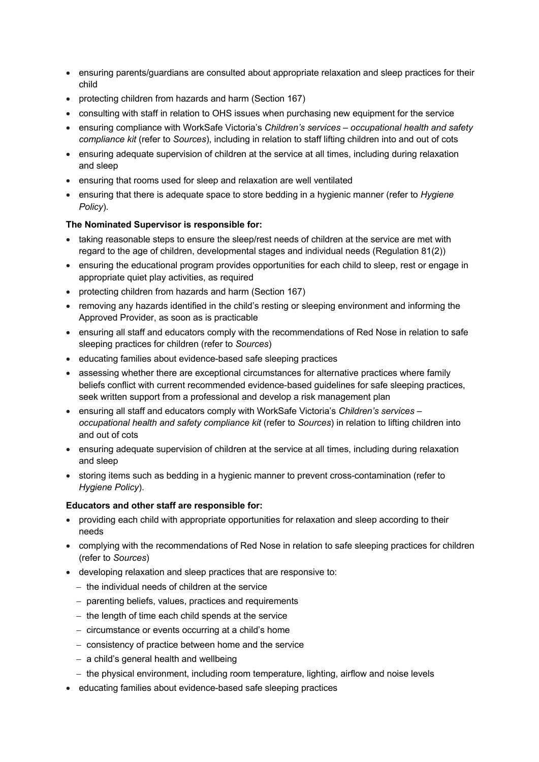- ensuring parents/guardians are consulted about appropriate relaxation and sleep practices for their child
- protecting children from hazards and harm (Section 167)
- consulting with staff in relation to OHS issues when purchasing new equipment for the service
- ensuring compliance with WorkSafe Victoria's *Children's services – occupational health and safety compliance kit* (refer to *Sources*), including in relation to staff lifting children into and out of cots
- ensuring adequate supervision of children at the service at all times, including during relaxation and sleep
- ensuring that rooms used for sleep and relaxation are well ventilated
- ensuring that there is adequate space to store bedding in a hygienic manner (refer to *Hygiene Policy*).

**The Nominated Supervisor is responsible for:**

- taking reasonable steps to ensure the sleep/rest needs of children at the service are met with regard to the age of children, developmental stages and individual needs (Regulation 81(2))
- ensuring the educational program provides opportunities for each child to sleep, rest or engage in appropriate quiet play activities, as required
- protecting children from hazards and harm (Section 167)
- removing any hazards identified in the child's resting or sleeping environment and informing the Approved Provider, as soon as is practicable
- ensuring all staff and educators comply with the recommendations of Red Nose in relation to safe sleeping practices for children (refer to *Sources*)
- educating families about evidence-based safe sleeping practices
- assessing whether there are exceptional circumstances for alternative practices where family beliefs conflict with current recommended evidence-based guidelines for safe sleeping practices, seek written support from a professional and develop a risk management plan
- ensuring all staff and educators comply with WorkSafe Victoria's *Children's services – occupational health and safety compliance kit* (refer to *Sources*) in relation to lifting children into and out of cots
- ensuring adequate supervision of children at the service at all times, including during relaxation and sleep
- storing items such as bedding in a hygienic manner to prevent cross-contamination (refer to *Hygiene Policy*).

**Educators and other staff are responsible for:**

- providing each child with appropriate opportunities for relaxation and sleep according to their needs
- complying with the recommendations of Red Nose in relation to safe sleeping practices for children (refer to *Sources*)
- developing relaxation and sleep practices that are responsive to:
  - the individual needs of children at the service
  - parenting beliefs, values, practices and requirements
  - the length of time each child spends at the service
  - circumstance or events occurring at a child's home
  - consistency of practice between home and the service
  - a child's general health and wellbeing
  - the physical environment, including room temperature, lighting, airflow and noise levels
- educating families about evidence-based safe sleeping practices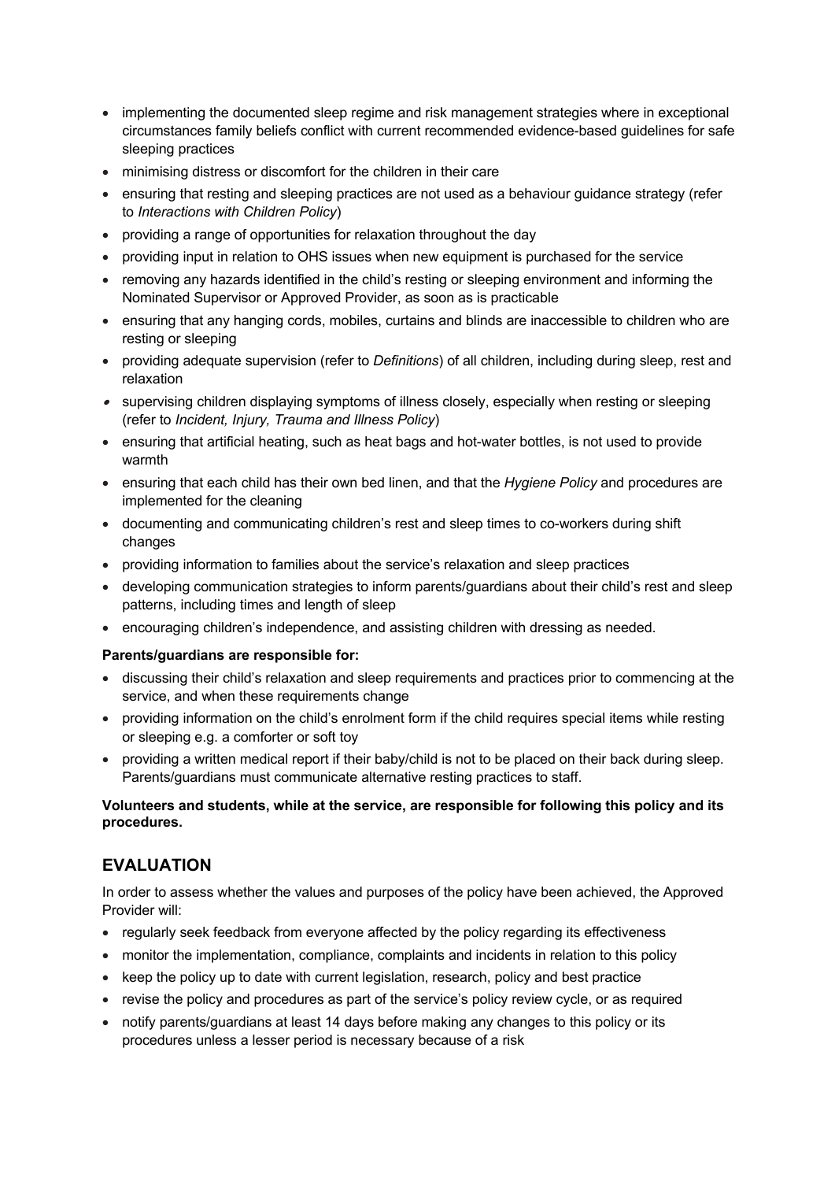- implementing the documented sleep regime and risk management strategies where in exceptional circumstances family beliefs conflict with current recommended evidence-based guidelines for safe sleeping practices
- minimising distress or discomfort for the children in their care
- ensuring that resting and sleeping practices are not used as a behaviour guidance strategy (refer to *Interactions with Children Policy*)
- providing a range of opportunities for relaxation throughout the day
- providing input in relation to OHS issues when new equipment is purchased for the service
- removing any hazards identified in the child's resting or sleeping environment and informing the Nominated Supervisor or Approved Provider, as soon as is practicable
- ensuring that any hanging cords, mobiles, curtains and blinds are inaccessible to children who are resting or sleeping
- providing adequate supervision (refer to *Definitions*) of all children, including during sleep, rest and relaxation
- supervising children displaying symptoms of illness closely, especially when resting or sleeping (refer to *Incident, Injury, Trauma and Illness Policy*)
- ensuring that artificial heating, such as heat bags and hot-water bottles, is not used to provide warmth
- ensuring that each child has their own bed linen, and that the *Hygiene Policy* and procedures are implemented for the cleaning
- documenting and communicating children's rest and sleep times to co-workers during shift changes
- providing information to families about the service's relaxation and sleep practices
- developing communication strategies to inform parents/guardians about their child's rest and sleep patterns, including times and length of sleep
- encouraging children's independence, and assisting children with dressing as needed.

**Parents/guardians are responsible for:**

- discussing their child's relaxation and sleep requirements and practices prior to commencing at the service, and when these requirements change
- providing information on the child's enrolment form if the child requires special items while resting or sleeping e.g. a comforter or soft toy
- providing a written medical report if their baby/child is not to be placed on their back during sleep. Parents/guardians must communicate alternative resting practices to staff.

**Volunteers and students, while at the service, are responsible for following this policy and its procedures.**

## EVALUATION

In order to assess whether the values and purposes of the policy have been achieved, the Approved Provider will:

- regularly seek feedback from everyone affected by the policy regarding its effectiveness
- monitor the implementation, compliance, complaints and incidents in relation to this policy
- keep the policy up to date with current legislation, research, policy and best practice
- revise the policy and procedures as part of the service's policy review cycle, or as required
- notify parents/guardians at least 14 days before making any changes to this policy or its procedures unless a lesser period is necessary because of a risk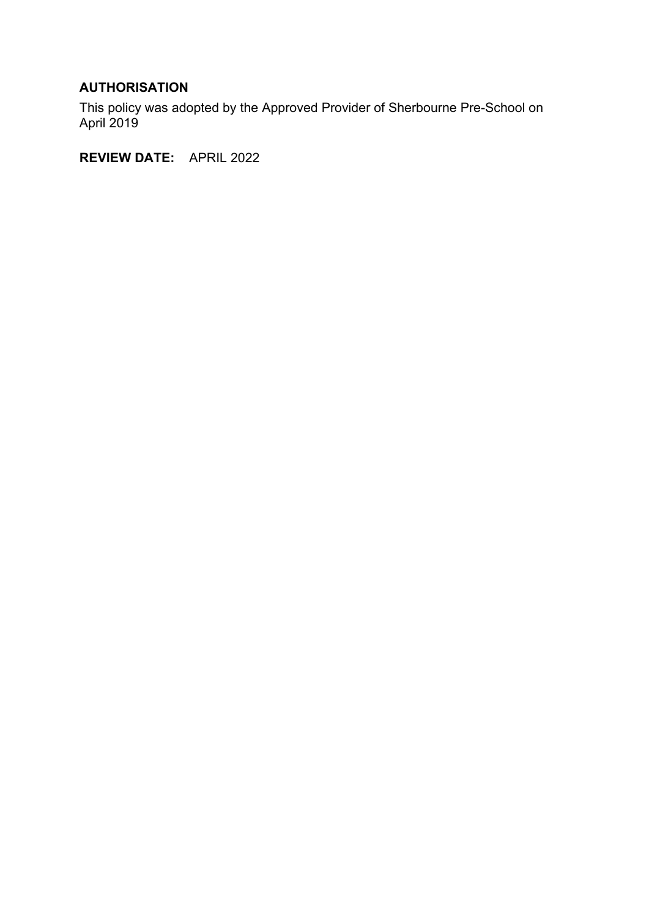**AUTHORISATION**

This policy was adopted by the Approved Provider of Sherbourne Pre-School on April 2019

**REVIEW DATE:** APRIL 2022